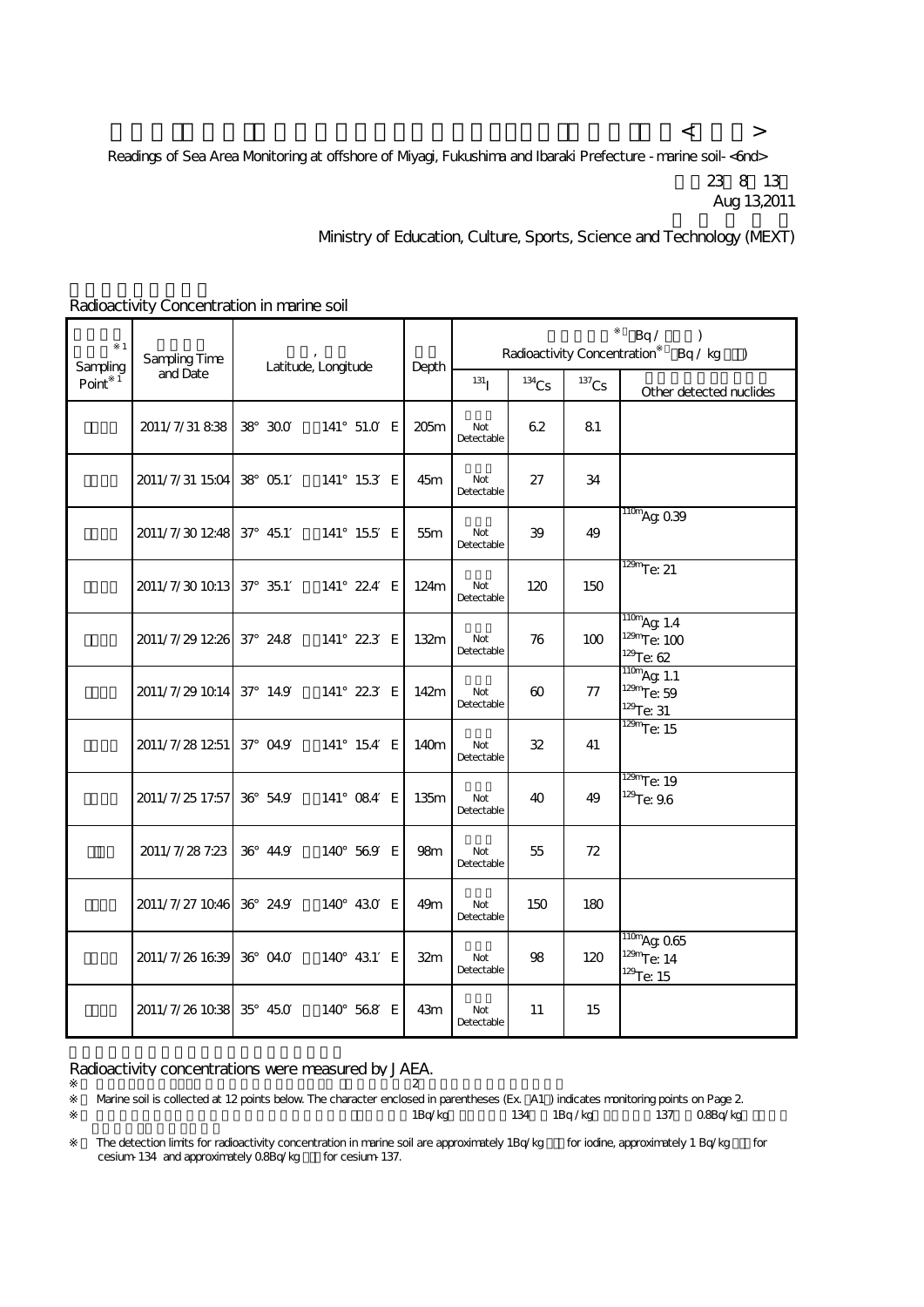Readings of Sea Area Monitoring at offshore of Miyagi, Fukushima and Ibaraki Prefecture - marine soil- <6nd>

23 8 13
Aug 13,2011

Ministry of Education, Culture, Sports, Science and Technology (MEXT)

Radioactivity Concentration in marine soil

| Sampling Point※1 | Sampling Time and Date | Latitude, Longitude | Depth | Radioactivity Concentration※ Bq / kg ( ) | | | |
|---|---|---|---|---|---|---|---|
| | | | | $^{131}$I | $^{134}$Cs | $^{137}$Cs | Other detected nuclides |
| | 2011/7/31 8:38 | 38° 30.0′ 141° 51.0′ E | 205m | Not Detectable | 62 | 81 | |
| | 2011/7/31 15:04 | 38° 05.1′ 141° 15.3′ E | 45m | Not Detectable | 27 | 34 | |
| | 2011/7/30 12:48 | 37° 45.1′ 141° 15.5′ E | 55m | Not Detectable | 39 | 49 | $^{110m}$Ag: 0.39 |
| | 2011/7/30 10:13 | 37° 35.1′ 141° 22.4′ E | 124m | Not Detectable | 120 | 150 | $^{129m}$Te: 21 |
| | 2011/7/29 12:26 | 37° 24.8′ 141° 22.3′ E | 132m | Not Detectable | 76 | 100 | $^{110m}$Ag: 1.4<br>$^{129m}$Te: 100<br>$^{129}$Te: 62 |
| | 2011/7/29 10:14 | 37° 14.9′ 141° 22.3′ E | 142m | Not Detectable | 60 | 77 | $^{110m}$Ag: 1.1<br>$^{129m}$Te: 59<br>$^{129}$Te: 31 |
| | 2011/7/28 12:51 | 37° 04.9′ 141° 15.4′ E | 140m | Not Detectable | 32 | 41 | $^{129m}$Te: 15 |
| | 2011/7/25 17:57 | 36° 54.9′ 141° 08.4′ E | 135m | Not Detectable | 40 | 49 | $^{129m}$Te: 19<br>$^{129}$Te: 9.6 |
| | 2011/7/28 7:23 | 36° 44.9′ 140° 56.9′ E | 98m | Not Detectable | 55 | 72 | |
| | 2011/7/27 10:46 | 36° 24.9′ 140° 43.0′ E | 49m | Not Detectable | 150 | 180 | |
| | 2011/7/26 16:39 | 36° 04.0′ 140° 43.1′ E | 32m | Not Detectable | 98 | 120 | $^{110m}$Ag: 0.65<br>$^{129m}$Te: 14<br>$^{129}$Te: 15 |
| | 2011/7/26 10:38 | 35° 45.0′ 140° 56.8′ E | 43m | Not Detectable | 11 | 15 | |

Radioactivity concentrations were measured by JAEA.

※ 2

※ Marine soil is collected at 12 points below. The character enclosed in parentheses (Ex. A1 ) indicates monitoring points on Page 2.

※ 1Bq/kg 134 1Bq/kg 137 0.8Bq/kg

※ The detection limits for radioactivity concentration in marine soil are approximately 1Bq/kg for iodine, approximately 1 Bq/kg for cesium-134 and approximately 0.8Bq/kg for cesium-137.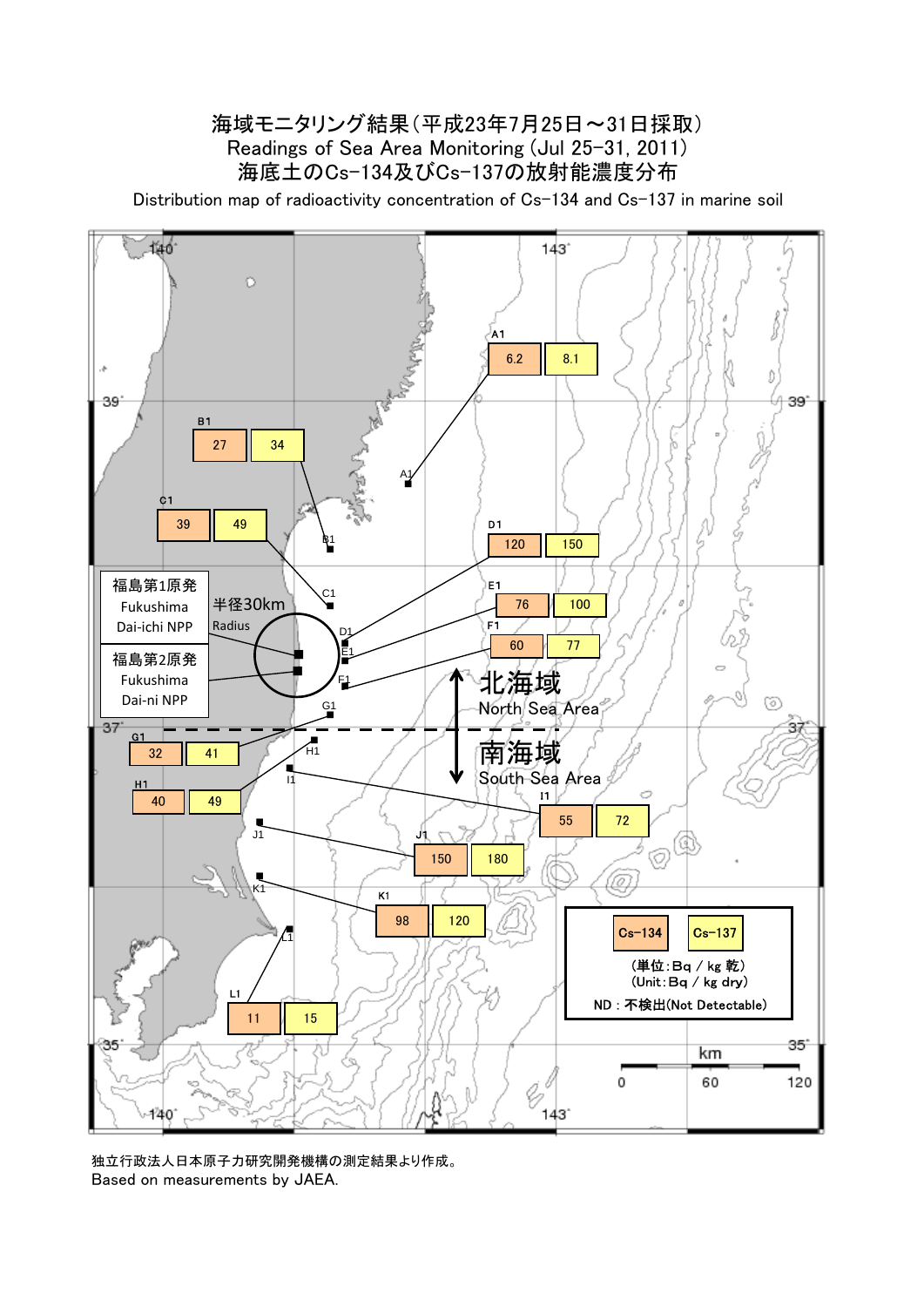# 海域モニタリング結果（平成23年7月25日～31日採取）
# Readings of Sea Area Monitoring (Jul 25-31, 2011)
## 海底土のCs-134及びCs-137の放射能濃度分布
Distribution map of radioactivity concentration of Cs-134 and Cs-137 in marine soil

| Point | Cs-134 | Cs-137 |
| --- | --- | --- |
| A1 | 6.2 | 8.1 |
| B1 | 27 | 34 |
| C1 | 39 | 49 |
| D1 | 120 | 150 |
| E1 | 76 | 100 |
| F1 | 60 | 77 |
| G1 | 32 | 41 |
| H1 | 40 | 49 |
| I1 | 55 | 72 |
| J1 | 150 | 180 |
| K1 | 98 | 120 |
| L1 | 11 | 15 |

福島第1原発 Fukushima Dai-ichi NPP

福島第2原発 Fukushima Dai-ni NPP

半径30km Radius

北海域 North Sea Area

南海域 South Sea Area

（単位：Bq / kg 乾）(Unit：Bq / kg dry)

ND：不検出(Not Detectable)

km 0 60 120

140° 143° 39° 37° 35°

独立行政法人日本原子力研究開発機構の測定結果より作成。
Based on measurements by JAEA.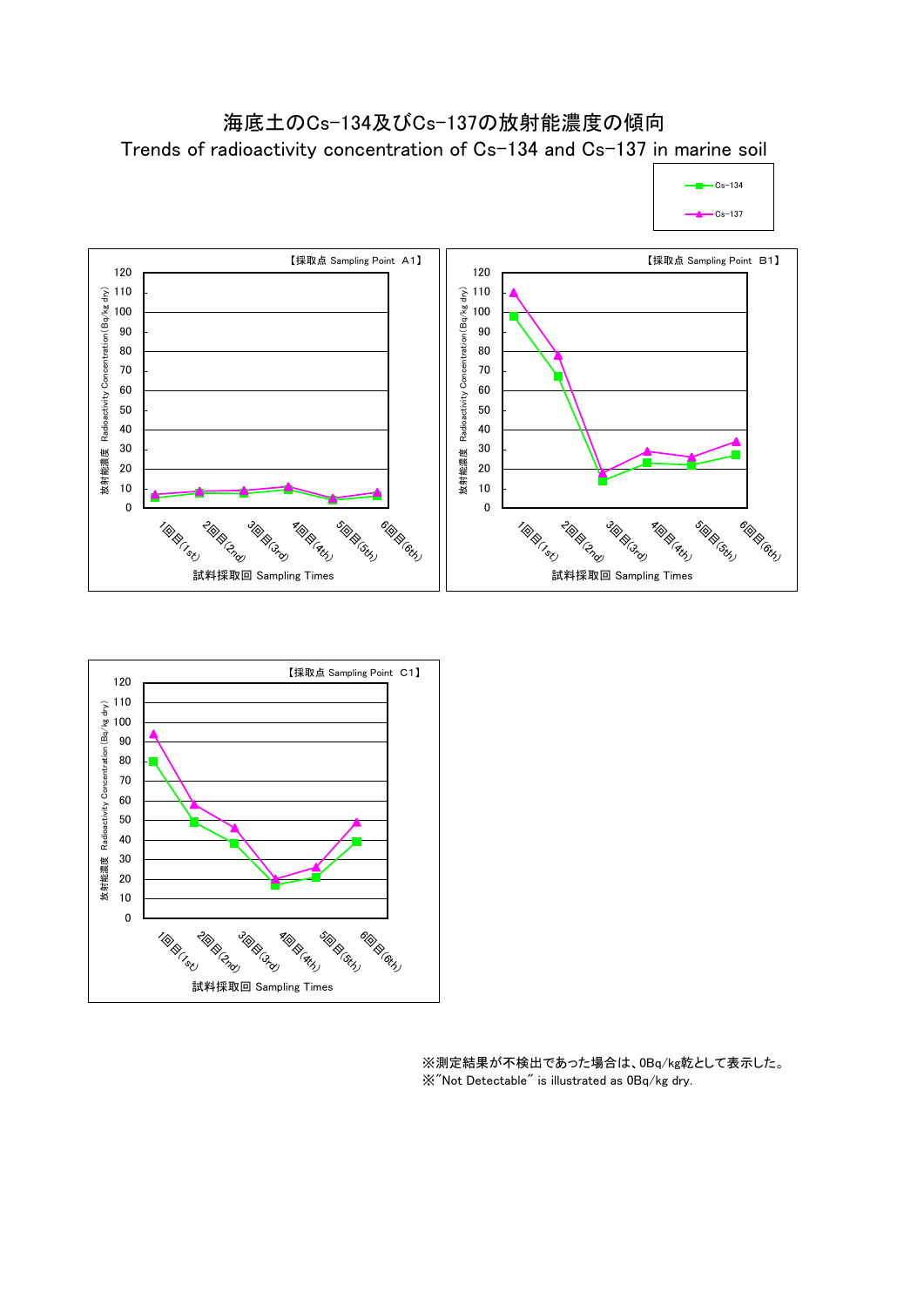# 海底土のCs-134及びCs-137の放射能濃度の傾向

Trends of radioactivity concentration of Cs-134 and Cs-137 in marine soil

Cs-134
Cs-137

【採取点 Sampling Point A1】

放射能濃度 Radioactivity Concentration (Bq/kg dry)

試料採取回 Sampling Times

1回目(1st) 2回目(2nd) 3回目(3rd) 4回目(4th) 5回目(5th) 6回目(6th)

【採取点 Sampling Point B1】

放射能濃度 Radioactivity Concentration (Bq/kg dry)

試料採取回 Sampling Times

1回目(1st) 2回目(2nd) 3回目(3rd) 4回目(4th) 5回目(5th) 6回目(6th)

【採取点 Sampling Point C1】

放射能濃度 Radioactivity Concentration (Bq/kg dry)

試料採取回 Sampling Times

1回目(1st) 2回目(2nd) 3回目(3rd) 4回目(4th) 5回目(5th) 6回目(6th)

※測定結果が不検出であった場合は、0Bq/kg乾として表示した。
※"Not Detectable" is illustrated as 0Bq/kg dry.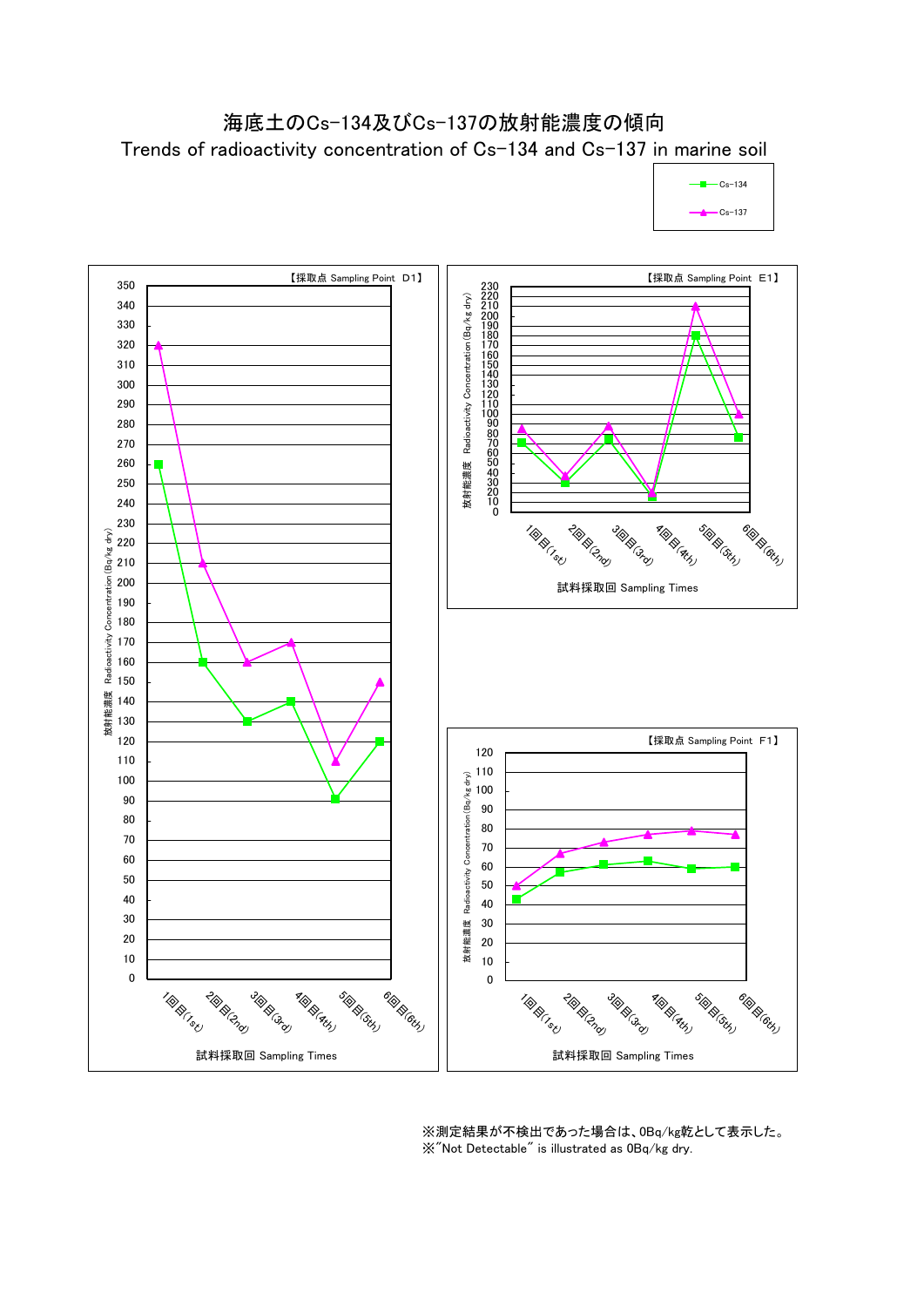# 海底土のCs-134及びCs-137の放射能濃度の傾向

## Trends of radioactivity concentration of Cs-134 and Cs-137 in marine soil

Legend: Cs-134 / Cs-137

**【採取点 Sampling Point D1】**

放射能濃度 Radioactivity Concentration (Bq/kg dry)

試料採取回 Sampling Times: 1回目(1st), 2回目(2nd), 3回目(3rd), 4回目(4th), 5回目(5th), 6回目(6th)

**【採取点 Sampling Point E1】**

放射能濃度 Radioactivity Concentration (Bq/kg dry)

試料採取回 Sampling Times: 1回目(1st), 2回目(2nd), 3回目(3rd), 4回目(4th), 5回目(5th), 6回目(6th)

**【採取点 Sampling Point F1】**

放射能濃度 Radioactivity Concentration (Bq/kg dry)

試料採取回 Sampling Times: 1回目(1st), 2回目(2nd), 3回目(3rd), 4回目(4th), 5回目(5th), 6回目(6th)

※測定結果が不検出であった場合は、0Bq/kg乾として表示した。
※"Not Detectable" is illustrated as 0Bq/kg dry.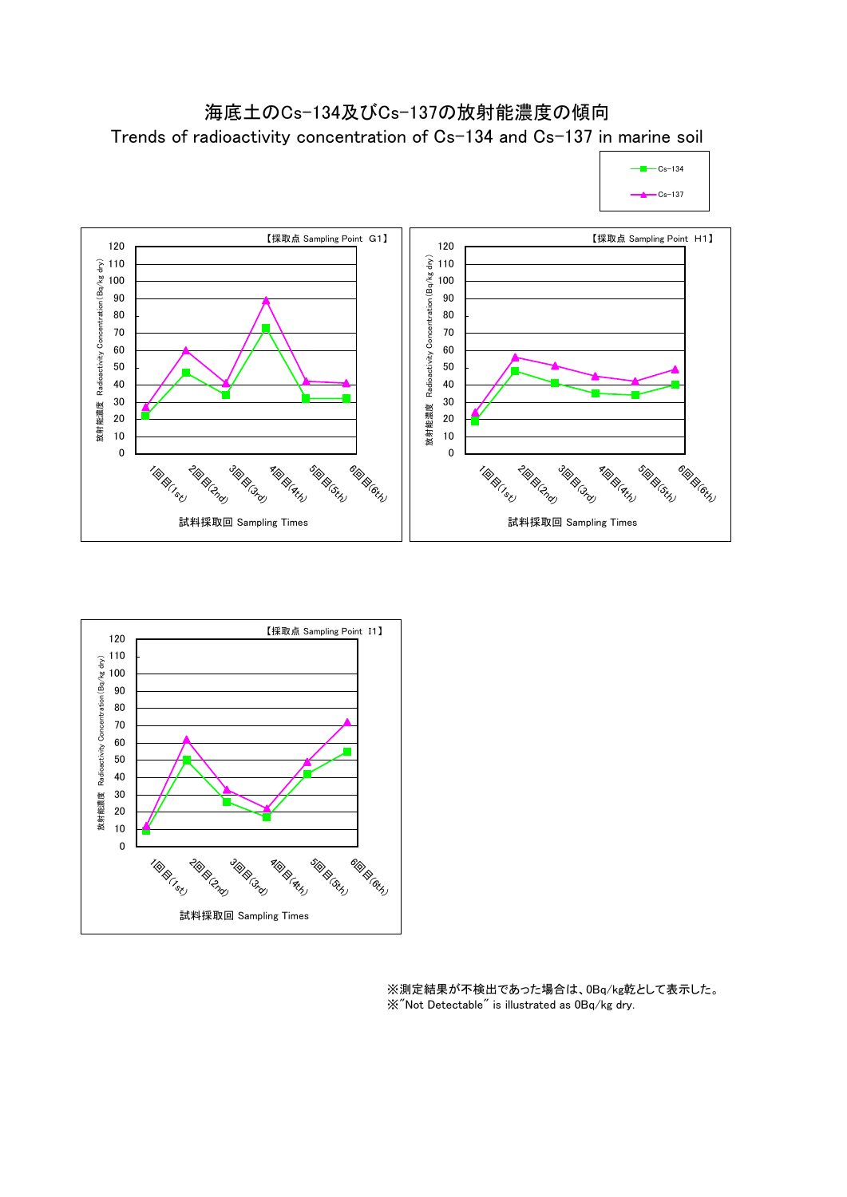# 海底土のCs-134及びCs-137の放射能濃度の傾向

Trends of radioactivity concentration of Cs-134 and Cs-137 in marine soil

Cs-134
Cs-137

【採取点 Sampling Point G1】

放射能濃度 Radioactivity Concentration (Bq/kg dry)

120
110
100
90
80
70
60
50
40
30
20
10
0

1回目(1st) 2回目(2nd) 3回目(3rd) 4回目(4th) 5回目(5th) 6回目(6th)

試料採取回 Sampling Times

【採取点 Sampling Point H1】

放射能濃度 Radioactivity Concentration (Bq/kg dry)

120
110
100
90
80
70
60
50
40
30
20
10
0

1回目(1st) 2回目(2nd) 3回目(3rd) 4回目(4th) 5回目(5th) 6回目(6th)

試料採取回 Sampling Times

【採取点 Sampling Point I1】

放射能濃度 Radioactivity Concentration (Bq/kg dry)

120
110
100
90
80
70
60
50
40
30
20
10
0

1回目(1st) 2回目(2nd) 3回目(3rd) 4回目(4th) 5回目(5th) 6回目(6th)

試料採取回 Sampling Times

※測定結果が不検出であった場合は、0Bq/kg乾として表示した。
※"Not Detectable" is illustrated as 0Bq/kg dry.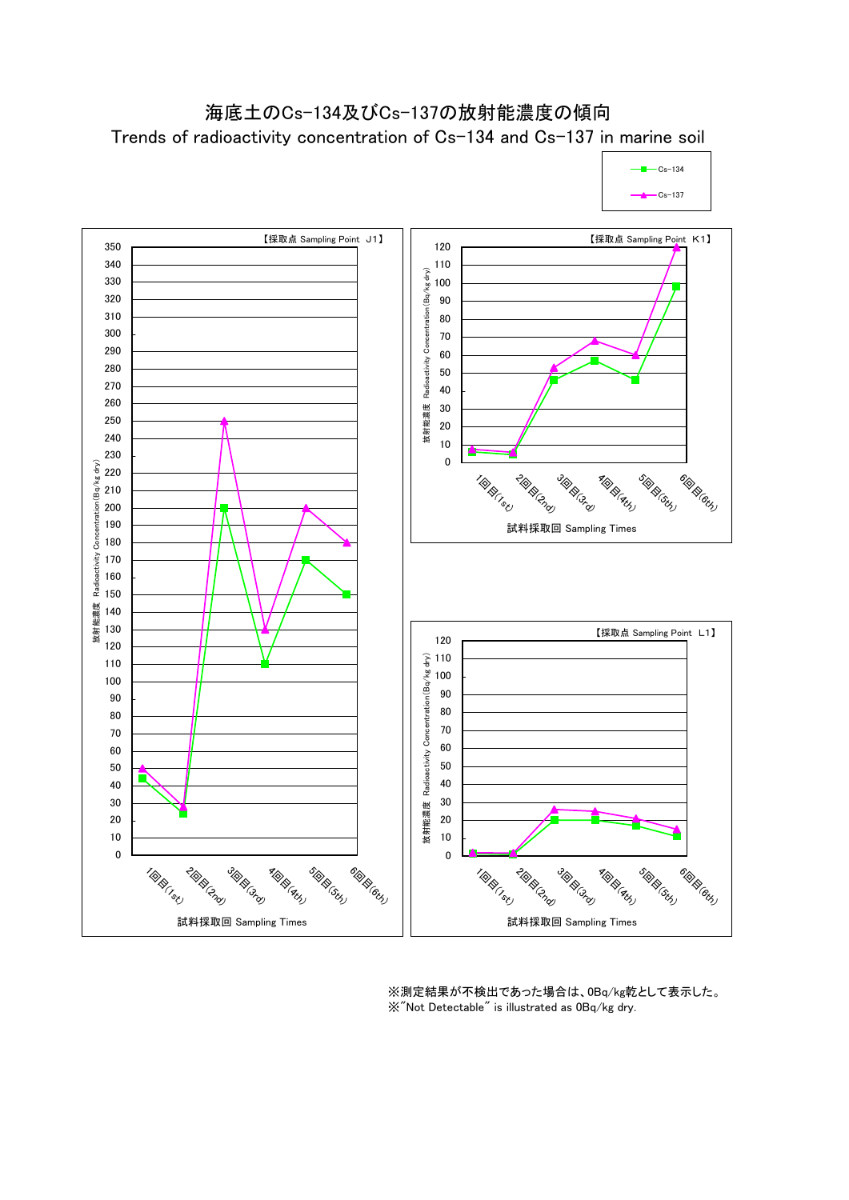# 海底土のCs-134及びCs-137の放射能濃度の傾向

Trends of radioactivity concentration of Cs-134 and Cs-137 in marine soil

Cs-134
Cs-137

【採取点 Sampling Point J1】

放射能濃度 Radioactivity Concentration (Bq/kg dry)

350
340
330
320
310
300
290
280
270
260
250
240
230
220
210
200
190
180
170
160
150
140
130
120
110
100
90
80
70
60
50
40
30
20
10
0

1回目(1st) 2回目(2nd) 3回目(3rd) 4回目(4th) 5回目(5th) 6回目(6th)

試料採取回 Sampling Times

【採取点 Sampling Point K1】

放射能濃度 Radioactivity Concentration (Bq/kg dry)

120
110
100
90
80
70
60
50
40
30
20
10
0

1回目(1st) 2回目(2nd) 3回目(3rd) 4回目(4th) 5回目(5th) 6回目(6th)

試料採取回 Sampling Times

【採取点 Sampling Point L1】

放射能濃度 Radioactivity Concentration (Bq/kg dry)

120
110
100
90
80
70
60
50
40
30
20
10
0

1回目(1st) 2回目(2nd) 3回目(3rd) 4回目(4th) 5回目(5th) 6回目(6th)

試料採取回 Sampling Times

※測定結果が不検出であった場合は、0Bq/kg乾として表示した。
※"Not Detectable" is illustrated as 0Bq/kg dry.